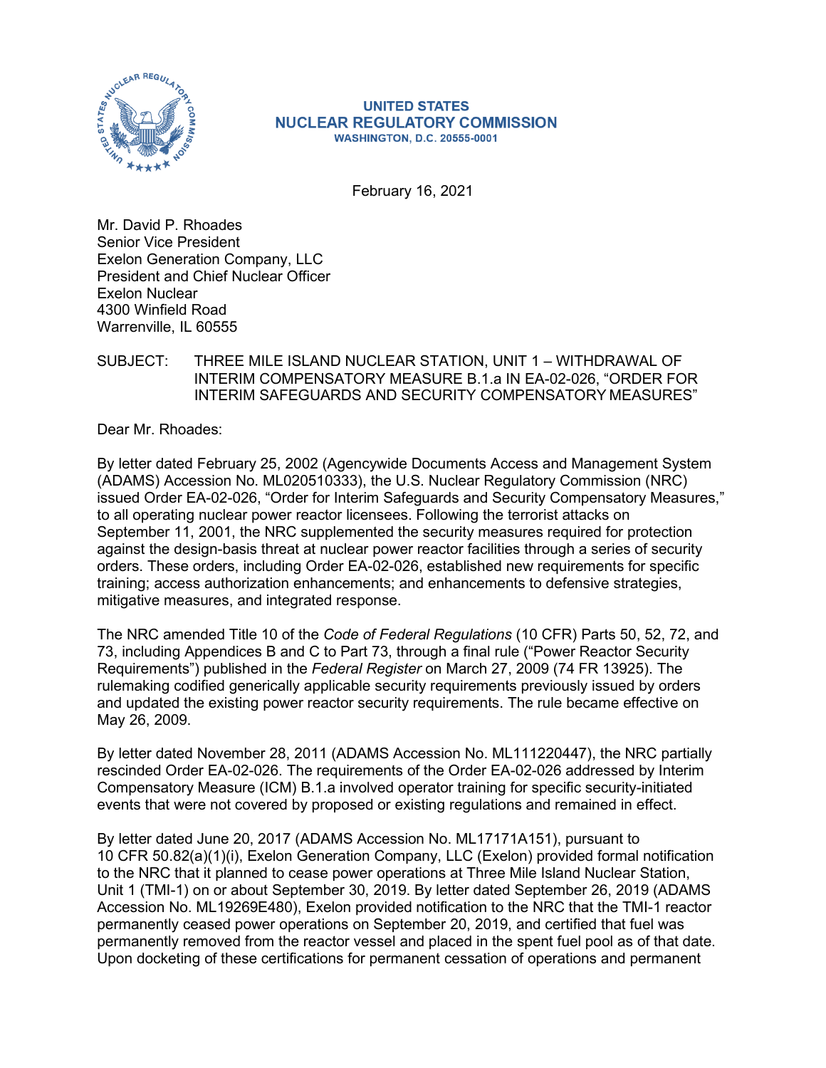**UNITED STATES**
**NUCLEAR REGULATORY COMMISSION**
**WASHINGTON, D.C. 20555-0001**

February 16, 2021

Mr. David P. Rhoades
Senior Vice President
Exelon Generation Company, LLC
President and Chief Nuclear Officer
Exelon Nuclear
4300 Winfield Road
Warrenville, IL 60555

SUBJECT: THREE MILE ISLAND NUCLEAR STATION, UNIT 1 – WITHDRAWAL OF INTERIM COMPENSATORY MEASURE B.1.a IN EA-02-026, "ORDER FOR INTERIM SAFEGUARDS AND SECURITY COMPENSATORY MEASURES"

Dear Mr. Rhoades:

By letter dated February 25, 2002 (Agencywide Documents Access and Management System (ADAMS) Accession No. ML020510333), the U.S. Nuclear Regulatory Commission (NRC) issued Order EA-02-026, "Order for Interim Safeguards and Security Compensatory Measures," to all operating nuclear power reactor licensees. Following the terrorist attacks on September 11, 2001, the NRC supplemented the security measures required for protection against the design-basis threat at nuclear power reactor facilities through a series of security orders. These orders, including Order EA-02-026, established new requirements for specific training; access authorization enhancements; and enhancements to defensive strategies, mitigative measures, and integrated response.

The NRC amended Title 10 of the *Code of Federal Regulations* (10 CFR) Parts 50, 52, 72, and 73, including Appendices B and C to Part 73, through a final rule ("Power Reactor Security Requirements") published in the *Federal Register* on March 27, 2009 (74 FR 13925). The rulemaking codified generically applicable security requirements previously issued by orders and updated the existing power reactor security requirements. The rule became effective on May 26, 2009.

By letter dated November 28, 2011 (ADAMS Accession No. ML111220447), the NRC partially rescinded Order EA-02-026. The requirements of the Order EA-02-026 addressed by Interim Compensatory Measure (ICM) B.1.a involved operator training for specific security-initiated events that were not covered by proposed or existing regulations and remained in effect.

By letter dated June 20, 2017 (ADAMS Accession No. ML17171A151), pursuant to 10 CFR 50.82(a)(1)(i), Exelon Generation Company, LLC (Exelon) provided formal notification to the NRC that it planned to cease power operations at Three Mile Island Nuclear Station, Unit 1 (TMI-1) on or about September 30, 2019. By letter dated September 26, 2019 (ADAMS Accession No. ML19269E480), Exelon provided notification to the NRC that the TMI-1 reactor permanently ceased power operations on September 20, 2019, and certified that fuel was permanently removed from the reactor vessel and placed in the spent fuel pool as of that date. Upon docketing of these certifications for permanent cessation of operations and permanent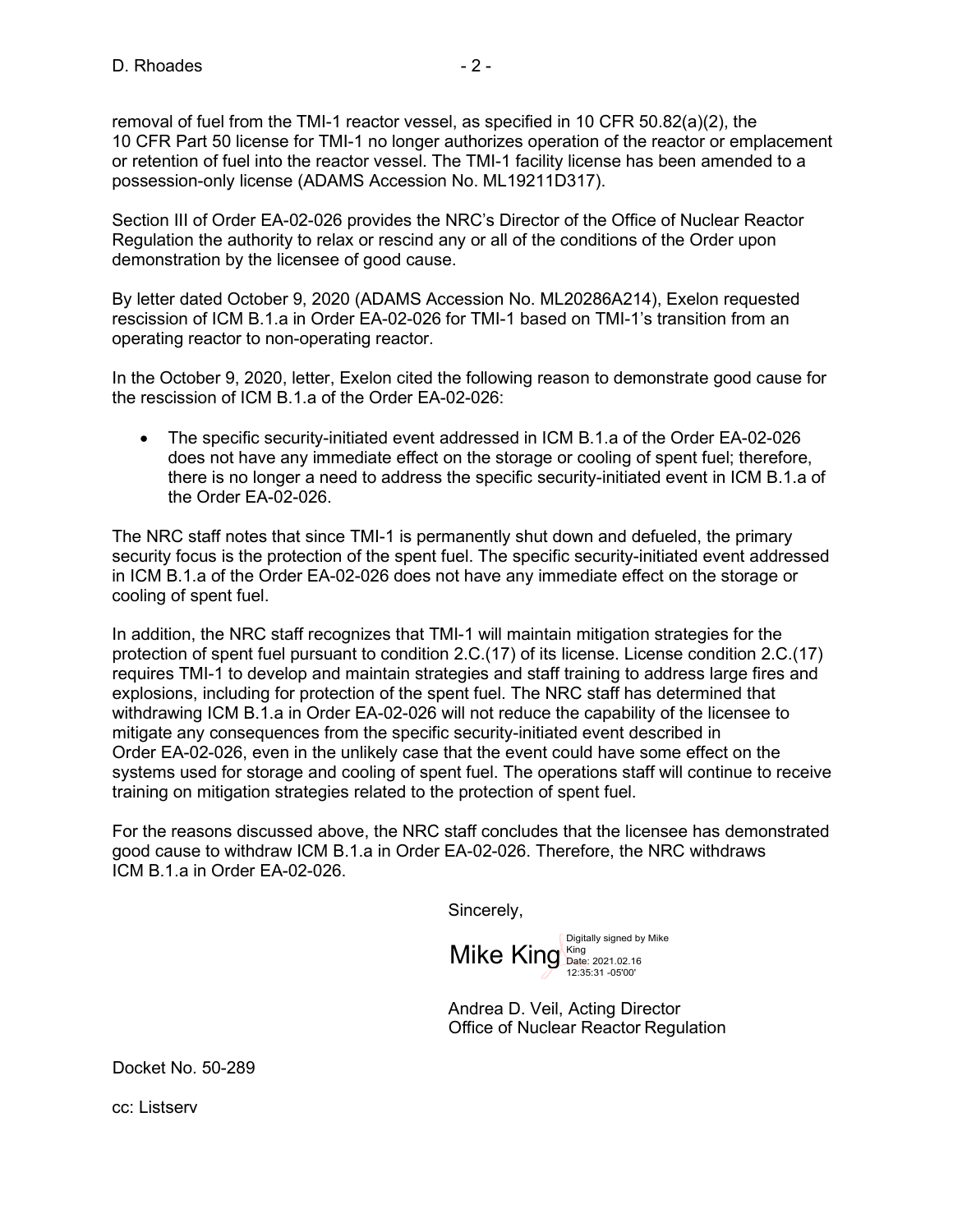removal of fuel from the TMI-1 reactor vessel, as specified in 10 CFR 50.82(a)(2), the 10 CFR Part 50 license for TMI-1 no longer authorizes operation of the reactor or emplacement or retention of fuel into the reactor vessel. The TMI-1 facility license has been amended to a possession-only license (ADAMS Accession No. ML19211D317).

Section III of Order EA-02-026 provides the NRC's Director of the Office of Nuclear Reactor Regulation the authority to relax or rescind any or all of the conditions of the Order upon demonstration by the licensee of good cause.

By letter dated October 9, 2020 (ADAMS Accession No. ML20286A214), Exelon requested rescission of ICM B.1.a in Order EA-02-026 for TMI-1 based on TMI-1's transition from an operating reactor to non-operating reactor.

In the October 9, 2020, letter, Exelon cited the following reason to demonstrate good cause for the rescission of ICM B.1.a of the Order EA-02-026:

- The specific security-initiated event addressed in ICM B.1.a of the Order EA-02-026 does not have any immediate effect on the storage or cooling of spent fuel; therefore, there is no longer a need to address the specific security-initiated event in ICM B.1.a of the Order EA-02-026.

The NRC staff notes that since TMI-1 is permanently shut down and defueled, the primary security focus is the protection of the spent fuel. The specific security-initiated event addressed in ICM B.1.a of the Order EA-02-026 does not have any immediate effect on the storage or cooling of spent fuel.

In addition, the NRC staff recognizes that TMI-1 will maintain mitigation strategies for the protection of spent fuel pursuant to condition 2.C.(17) of its license. License condition 2.C.(17) requires TMI-1 to develop and maintain strategies and staff training to address large fires and explosions, including for protection of the spent fuel. The NRC staff has determined that withdrawing ICM B.1.a in Order EA-02-026 will not reduce the capability of the licensee to mitigate any consequences from the specific security-initiated event described in Order EA-02-026, even in the unlikely case that the event could have some effect on the systems used for storage and cooling of spent fuel. The operations staff will continue to receive training on mitigation strategies related to the protection of spent fuel.

For the reasons discussed above, the NRC staff concludes that the licensee has demonstrated good cause to withdraw ICM B.1.a in Order EA-02-026. Therefore, the NRC withdraws ICM B.1.a in Order EA-02-026.

Sincerely,

Mike King
Digitally signed by Mike King
Date: 2021.02.16 12:35:31 -05'00'

Andrea D. Veil, Acting Director
Office of Nuclear Reactor Regulation

Docket No. 50-289

cc: Listserv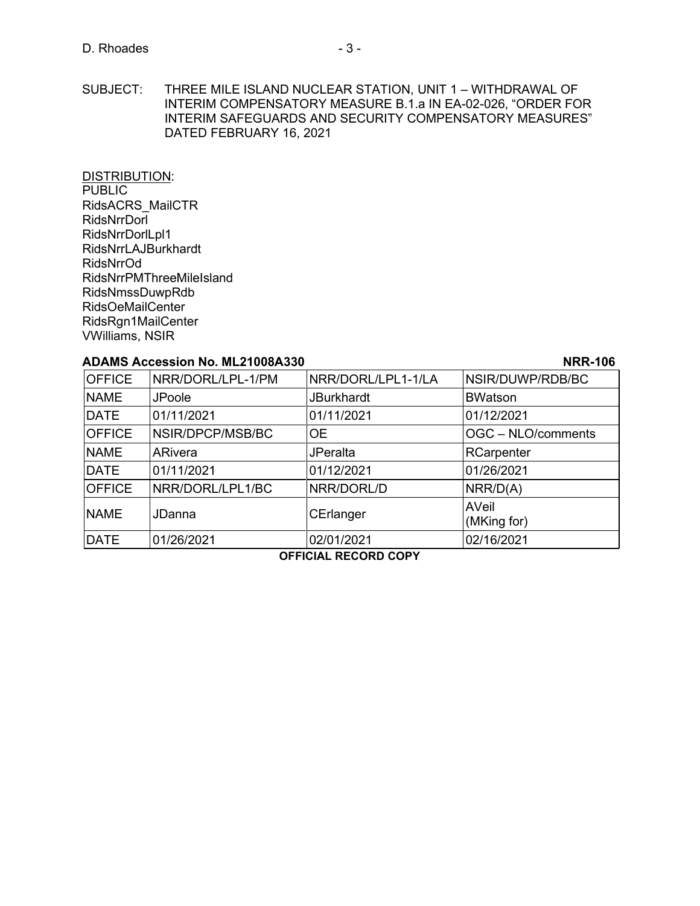SUBJECT: THREE MILE ISLAND NUCLEAR STATION, UNIT 1 – WITHDRAWAL OF INTERIM COMPENSATORY MEASURE B.1.a IN EA-02-026, "ORDER FOR INTERIM SAFEGUARDS AND SECURITY COMPENSATORY MEASURES" DATED FEBRUARY 16, 2021

DISTRIBUTION:
PUBLIC
RidsACRS_MailCTR
RidsNrrDorl
RidsNrrDorlLpl1
RidsNrrLAJBurkhardt
RidsNrrOd
RidsNrrPMThreeMileIsland
RidsNmssDuwpRdb
RidsOeMailCenter
RidsRgn1MailCenter
VWilliams, NSIR

**ADAMS Accession No. ML21008A330** **NRR-106**

| | | | |
|---|---|---|---|
| OFFICE | NRR/DORL/LPL-1/PM | NRR/DORL/LPL1-1/LA | NSIR/DUWP/RDB/BC |
| NAME | JPoole | JBurkhardt | BWatson |
| DATE | 01/11/2021 | 01/11/2021 | 01/12/2021 |
| OFFICE | NSIR/DPCP/MSB/BC | OE | OGC – NLO/comments |
| NAME | ARivera | JPeralta | RCarpenter |
| DATE | 01/11/2021 | 01/12/2021 | 01/26/2021 |
| OFFICE | NRR/DORL/LPL1/BC | NRR/DORL/D | NRR/D(A) |
| NAME | JDanna | CErlanger | AVeil (MKing for) |
| DATE | 01/26/2021 | 02/01/2021 | 02/16/2021 |

**OFFICIAL RECORD COPY**